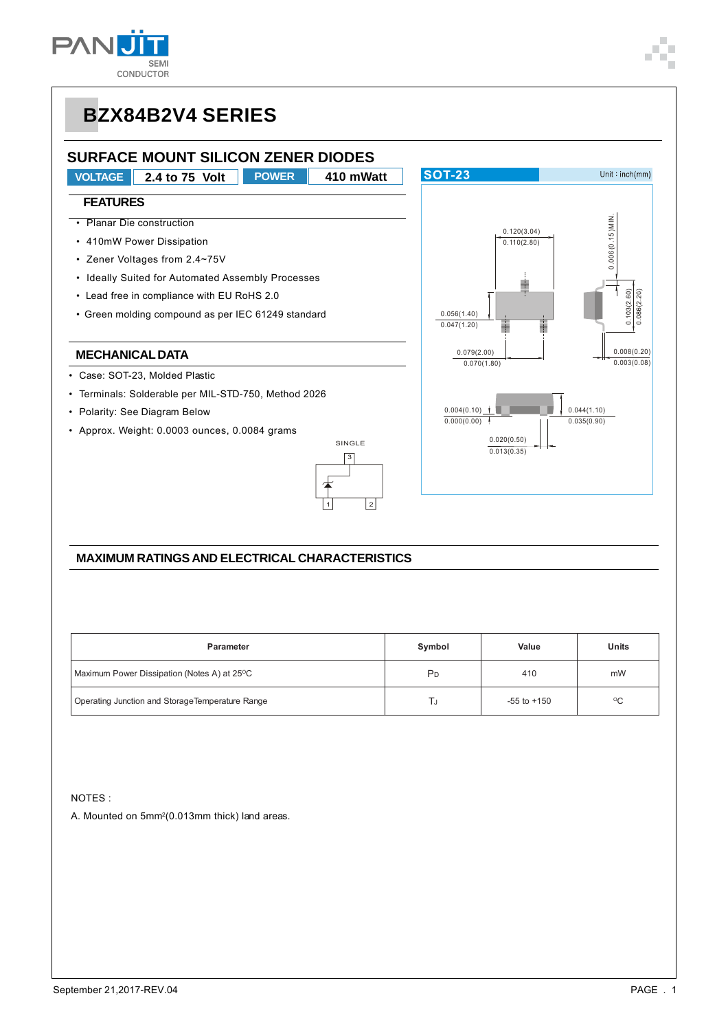# BZX84B2V4 SERIES

## SURFACE MOUNT SILICON ZENER DIODES

**VOLTAGE** 2.4 to 75 Volt **POWER** 410 mWatt

### FEATURES

- Planar Die construction
- 410mW Power Dissipation
- Zener Voltages from 2.4~75V
- Ideally Suited for Automated Assembly Processes
- Lead free in compliance with EU RoHS 2.0
- Green molding compound as per IEC 61249 standard

### MECHANICAL DATA

- Case: SOT-23, Molded Plastic
- Terminals: Solderable per MIL-STD-750, Method 2026
- Polarity: See Diagram Below
- Approx. Weight: 0.0003 ounces, 0.0084 grams

SOT-23 Unit : inch(mm)

### MAXIMUM RATINGS AND ELECTRICAL CHARACTERISTICS

| Parameter | Symbol | Value | Units |
|---|---|---|---|
| Maximum Power Dissipation (Notes A) at 25°C | $P_D$ | 410 | mW |
| Operating Junction and Storage Temperature Range | $T_J$ | -55 to +150 | °C |

NOTES :

A. Mounted on 5mm²(0.013mm thick) land areas.

September 21,2017-REV.04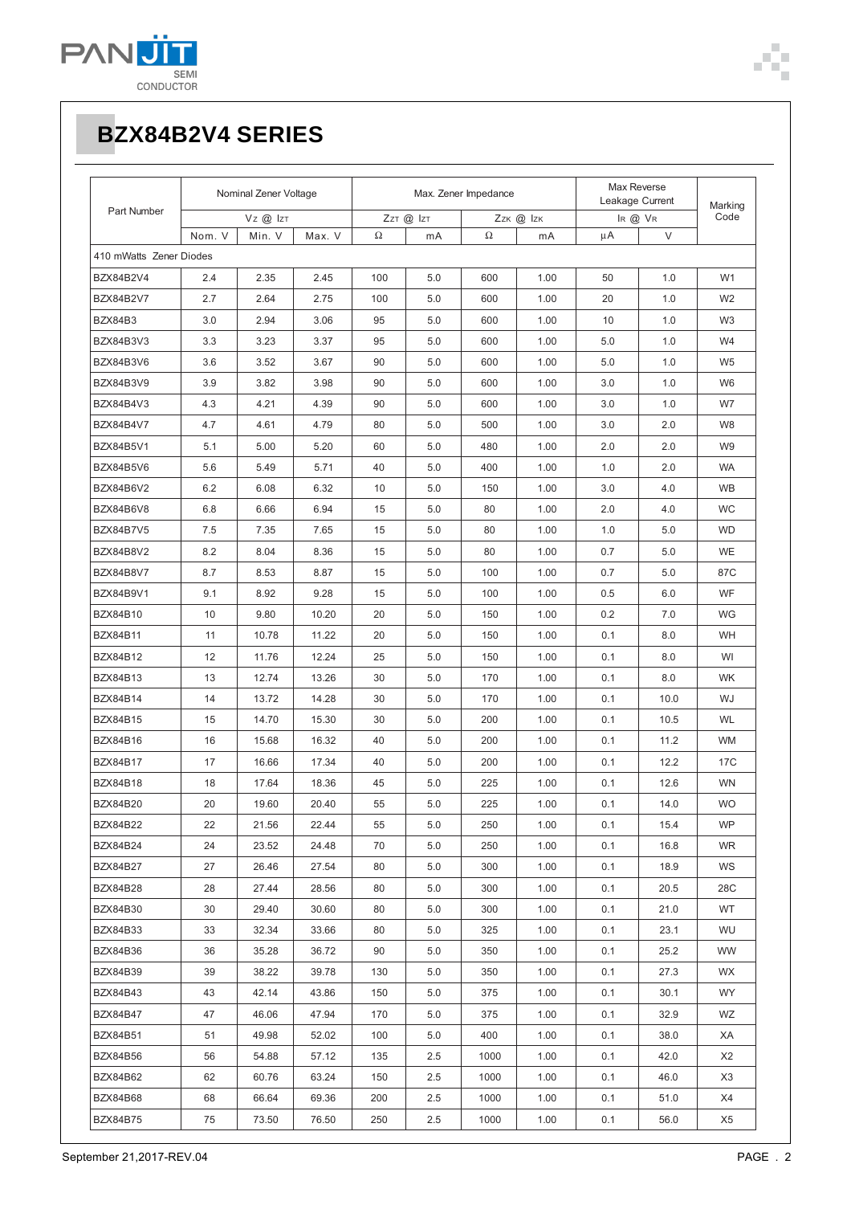# BZX84B2V4 SERIES

| Part Number | Nominal Zener Voltage | | | Max. Zener Impedance | | | | Max Reverse Leakage Current | | Marking Code |
|---|---|---|---|---|---|---|---|---|---|---|
| | $V_Z$ @ $I_{ZT}$ | | | $Z_{ZT}$ @ $I_{ZT}$ | | $Z_{ZK}$ @ $I_{ZK}$ | | $I_R$ @ $V_R$ | | |
| | Nom. V | Min. V | Max. V | Ω | mA | Ω | mA | μA | V | |
| 410 mWatts Zener Diodes | | | | | | | | | | |
| BZX84B2V4 | 2.4 | 2.35 | 2.45 | 100 | 5.0 | 600 | 1.00 | 50 | 1.0 | W1 |
| BZX84B2V7 | 2.7 | 2.64 | 2.75 | 100 | 5.0 | 600 | 1.00 | 20 | 1.0 | W2 |
| BZX84B3 | 3.0 | 2.94 | 3.06 | 95 | 5.0 | 600 | 1.00 | 10 | 1.0 | W3 |
| BZX84B3V3 | 3.3 | 3.23 | 3.37 | 95 | 5.0 | 600 | 1.00 | 5.0 | 1.0 | W4 |
| BZX84B3V6 | 3.6 | 3.52 | 3.67 | 90 | 5.0 | 600 | 1.00 | 5.0 | 1.0 | W5 |
| BZX84B3V9 | 3.9 | 3.82 | 3.98 | 90 | 5.0 | 600 | 1.00 | 3.0 | 1.0 | W6 |
| BZX84B4V3 | 4.3 | 4.21 | 4.39 | 90 | 5.0 | 600 | 1.00 | 3.0 | 1.0 | W7 |
| BZX84B4V7 | 4.7 | 4.61 | 4.79 | 80 | 5.0 | 500 | 1.00 | 3.0 | 2.0 | W8 |
| BZX84B5V1 | 5.1 | 5.00 | 5.20 | 60 | 5.0 | 480 | 1.00 | 2.0 | 2.0 | W9 |
| BZX84B5V6 | 5.6 | 5.49 | 5.71 | 40 | 5.0 | 400 | 1.00 | 1.0 | 2.0 | WA |
| BZX84B6V2 | 6.2 | 6.08 | 6.32 | 10 | 5.0 | 150 | 1.00 | 3.0 | 4.0 | WB |
| BZX84B6V8 | 6.8 | 6.66 | 6.94 | 15 | 5.0 | 80 | 1.00 | 2.0 | 4.0 | WC |
| BZX84B7V5 | 7.5 | 7.35 | 7.65 | 15 | 5.0 | 80 | 1.00 | 1.0 | 5.0 | WD |
| BZX84B8V2 | 8.2 | 8.04 | 8.36 | 15 | 5.0 | 80 | 1.00 | 0.7 | 5.0 | WE |
| BZX84B8V7 | 8.7 | 8.53 | 8.87 | 15 | 5.0 | 100 | 1.00 | 0.7 | 5.0 | 87C |
| BZX84B9V1 | 9.1 | 8.92 | 9.28 | 15 | 5.0 | 100 | 1.00 | 0.5 | 6.0 | WF |
| BZX84B10 | 10 | 9.80 | 10.20 | 20 | 5.0 | 150 | 1.00 | 0.2 | 7.0 | WG |
| BZX84B11 | 11 | 10.78 | 11.22 | 20 | 5.0 | 150 | 1.00 | 0.1 | 8.0 | WH |
| BZX84B12 | 12 | 11.76 | 12.24 | 25 | 5.0 | 150 | 1.00 | 0.1 | 8.0 | WI |
| BZX84B13 | 13 | 12.74 | 13.26 | 30 | 5.0 | 170 | 1.00 | 0.1 | 8.0 | WK |
| BZX84B14 | 14 | 13.72 | 14.28 | 30 | 5.0 | 170 | 1.00 | 0.1 | 10.0 | WJ |
| BZX84B15 | 15 | 14.70 | 15.30 | 30 | 5.0 | 200 | 1.00 | 0.1 | 10.5 | WL |
| BZX84B16 | 16 | 15.68 | 16.32 | 40 | 5.0 | 200 | 1.00 | 0.1 | 11.2 | WM |
| BZX84B17 | 17 | 16.66 | 17.34 | 40 | 5.0 | 200 | 1.00 | 0.1 | 12.2 | 17C |
| BZX84B18 | 18 | 17.64 | 18.36 | 45 | 5.0 | 225 | 1.00 | 0.1 | 12.6 | WN |
| BZX84B20 | 20 | 19.60 | 20.40 | 55 | 5.0 | 225 | 1.00 | 0.1 | 14.0 | WO |
| BZX84B22 | 22 | 21.56 | 22.44 | 55 | 5.0 | 250 | 1.00 | 0.1 | 15.4 | WP |
| BZX84B24 | 24 | 23.52 | 24.48 | 70 | 5.0 | 250 | 1.00 | 0.1 | 16.8 | WR |
| BZX84B27 | 27 | 26.46 | 27.54 | 80 | 5.0 | 300 | 1.00 | 0.1 | 18.9 | WS |
| BZX84B28 | 28 | 27.44 | 28.56 | 80 | 5.0 | 300 | 1.00 | 0.1 | 20.5 | 28C |
| BZX84B30 | 30 | 29.40 | 30.60 | 80 | 5.0 | 300 | 1.00 | 0.1 | 21.0 | WT |
| BZX84B33 | 33 | 32.34 | 33.66 | 80 | 5.0 | 325 | 1.00 | 0.1 | 23.1 | WU |
| BZX84B36 | 36 | 35.28 | 36.72 | 90 | 5.0 | 350 | 1.00 | 0.1 | 25.2 | WW |
| BZX84B39 | 39 | 38.22 | 39.78 | 130 | 5.0 | 350 | 1.00 | 0.1 | 27.3 | WX |
| BZX84B43 | 43 | 42.14 | 43.86 | 150 | 5.0 | 375 | 1.00 | 0.1 | 30.1 | WY |
| BZX84B47 | 47 | 46.06 | 47.94 | 170 | 5.0 | 375 | 1.00 | 0.1 | 32.9 | WZ |
| BZX84B51 | 51 | 49.98 | 52.02 | 100 | 5.0 | 400 | 1.00 | 0.1 | 38.0 | XA |
| BZX84B56 | 56 | 54.88 | 57.12 | 135 | 2.5 | 1000 | 1.00 | 0.1 | 42.0 | X2 |
| BZX84B62 | 62 | 60.76 | 63.24 | 150 | 2.5 | 1000 | 1.00 | 0.1 | 46.0 | X3 |
| BZX84B68 | 68 | 66.64 | 69.36 | 200 | 2.5 | 1000 | 1.00 | 0.1 | 51.0 | X4 |
| BZX84B75 | 75 | 73.50 | 76.50 | 250 | 2.5 | 1000 | 1.00 | 0.1 | 56.0 | X5 |

September 21,2017-REV.04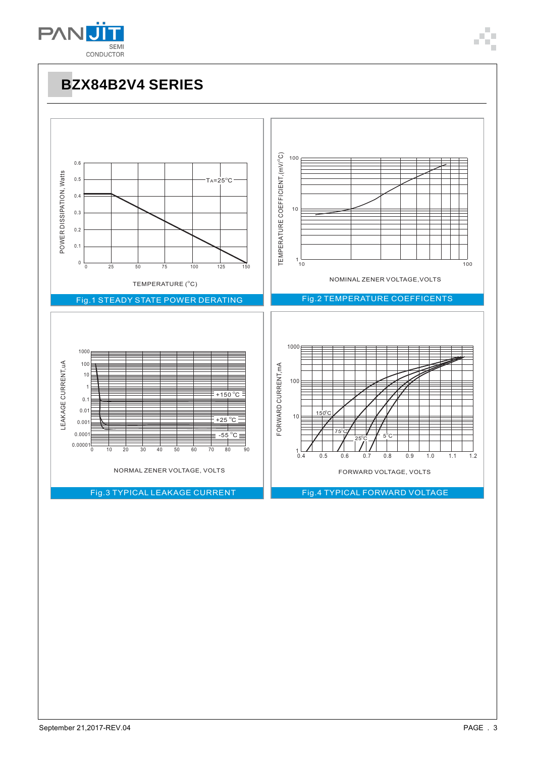# BZX84B2V4 SERIES

POWER DISSIPATION, Watts

0.6
0.5
0.4
0.3
0.2
0.1
0

TA=25°C

0 25 50 75 100 125 150

TEMPERATURE (°C)

Fig.1 STEADY STATE POWER DERATING

TEMPERATURE COEFFICIENT,(mV/°C)

100
10
1

10 100

NOMINAL ZENER VOLTAGE,VOLTS

Fig.2 TEMPERATURE COEFFICENTS

LEAKAGE CURRENT,uA

1000
100
10
1
0.1
0.01
0.001
0.0001
0.00001

+150 °C
+25 °C
-55 °C

0 10 20 30 40 50 60 70 80 90

NORMAL ZENER VOLTAGE, VOLTS

Fig.3 TYPICAL LEAKAGE CURRENT

FORWARD CURRENT,mA

1000
100
10
1

150°C
75°C
25°C
5°C

0.4 0.5 0.6 0.7 0.8 0.9 1.0 1.1 1.2

FORWARD VOLTAGE, VOLTS

Fig.4 TYPICAL FORWARD VOLTAGE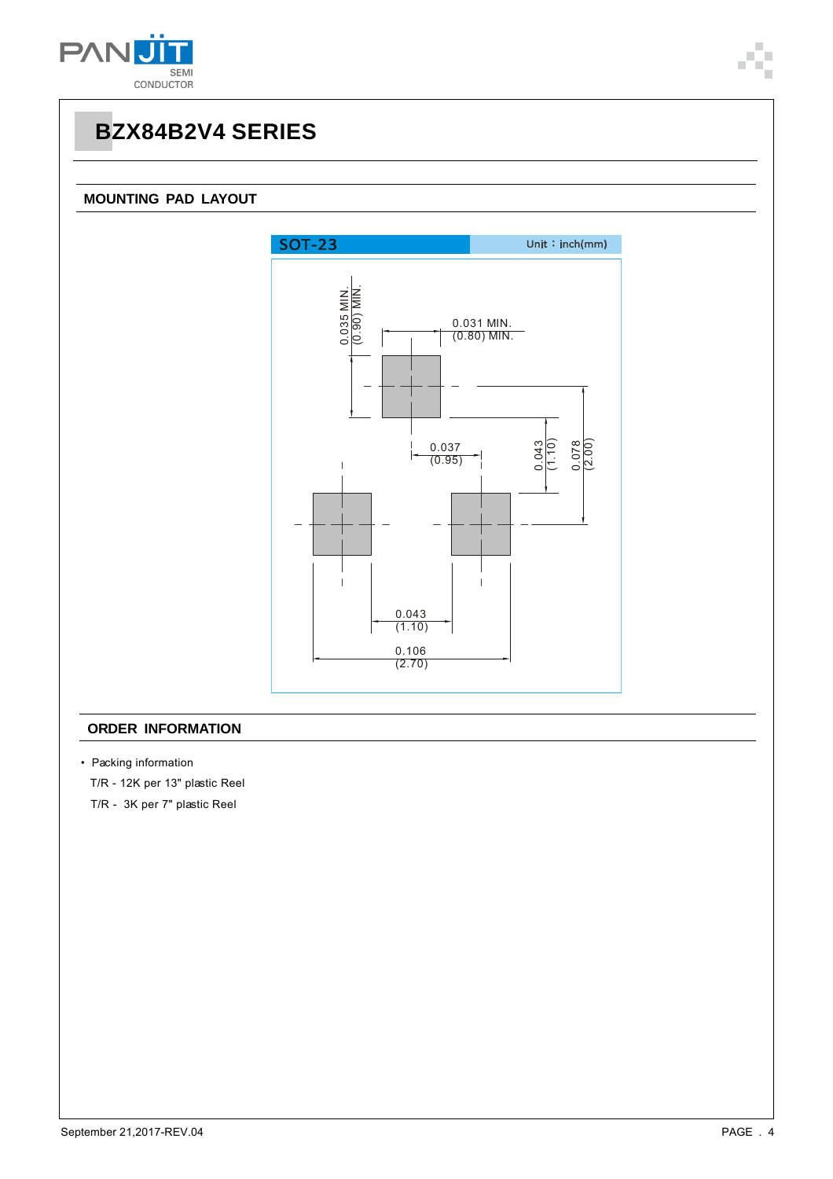# BZX84B2V4 SERIES

## MOUNTING PAD LAYOUT

SOT-23 Unit：inch(mm)

0.035 MIN. (0.90) MIN.

0.031 MIN. (0.80) MIN.

0.037 (0.95)

0.043 (1.10)

0.078 (2.00)

0.043 (1.10)

0.106 (2.70)

## ORDER INFORMATION

- Packing information

  T/R - 12K per 13" plastic Reel

  T/R - 3K per 7" plastic Reel

September 21,2017-REV.04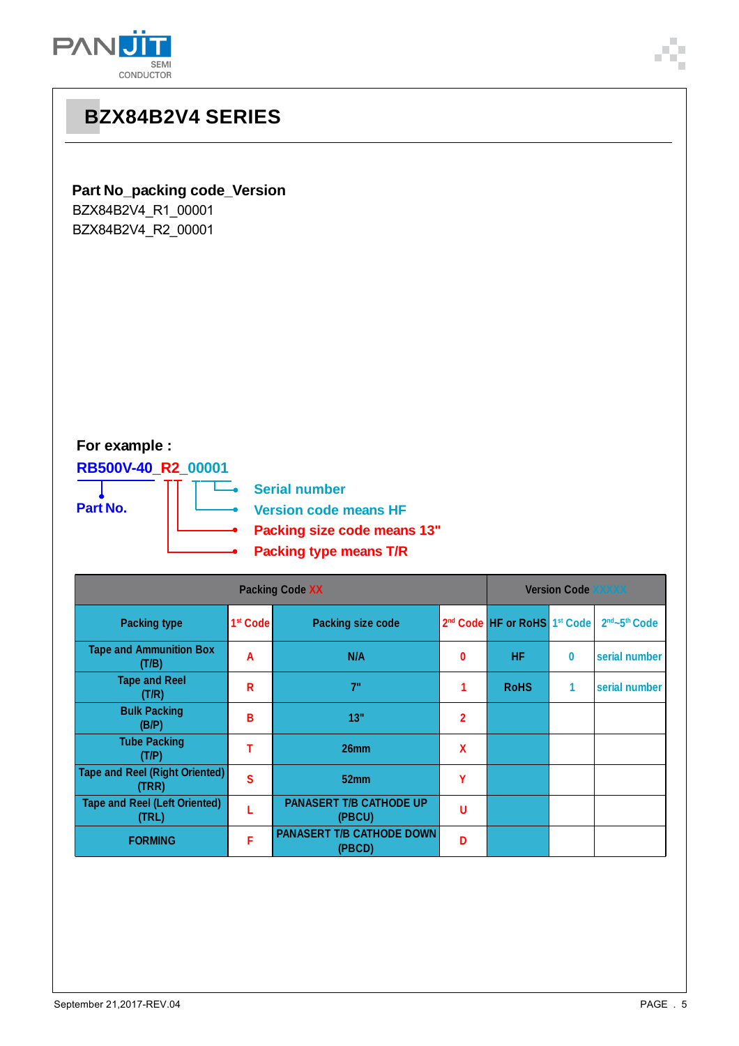# BZX84B2V4 SERIES

**Part No_packing code_Version**

BZX84B2V4_R1_00001
BZX84B2V4_R2_00001

**For example :**

**RB500V-40_R2_00001**

- **Part No.**
- **Serial number**
- **Version code means HF**
- **Packing size code means 13"**
- **Packing type means T/R**

| Packing Code XX | | | | Version Code XXXXX | | |
|---|---|---|---|---|---|---|
| Packing type | 1st Code | Packing size code | 2nd Code | HF or RoHS | 1st Code | 2nd~5th Code |
| Tape and Ammunition Box (T/B) | A | N/A | 0 | HF | 0 | serial number |
| Tape and Reel (T/R) | R | 7" | 1 | RoHS | 1 | serial number |
| Bulk Packing (B/P) | B | 13" | 2 | | | |
| Tube Packing (T/P) | T | 26mm | X | | | |
| Tape and Reel (Right Oriented) (TRR) | S | 52mm | Y | | | |
| Tape and Reel (Left Oriented) (TRL) | L | PANASERT T/B CATHODE UP (PBCU) | U | | | |
| FORMING | F | PANASERT T/B CATHODE DOWN (PBCD) | D | | | |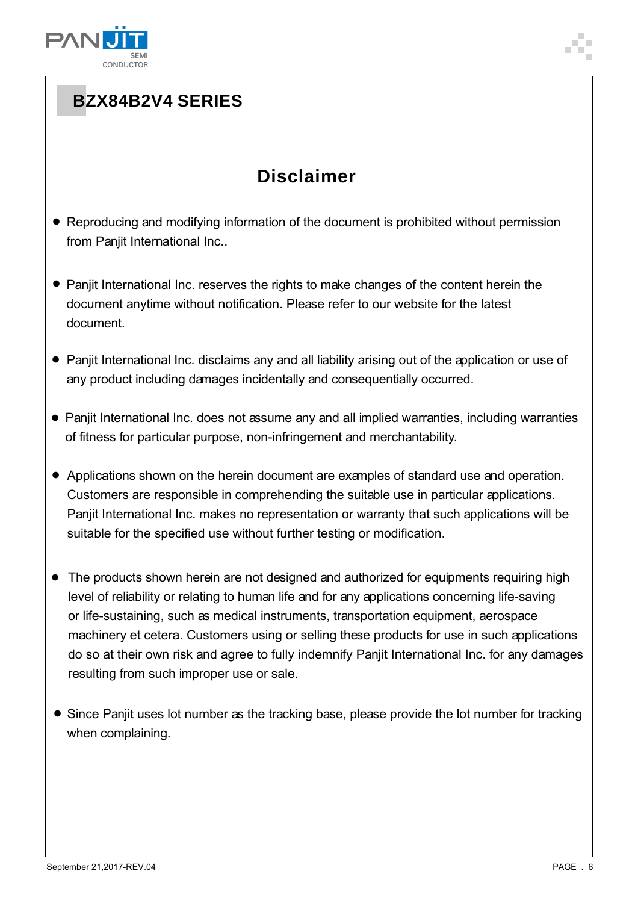# BZX84B2V4 SERIES

## Disclaimer

- Reproducing and modifying information of the document is prohibited without permission from Panjit International Inc..

- Panjit International Inc. reserves the rights to make changes of the content herein the document anytime without notification. Please refer to our website for the latest document.

- Panjit International Inc. disclaims any and all liability arising out of the application or use of any product including damages incidentally and consequentially occurred.

- Panjit International Inc. does not assume any and all implied warranties, including warranties of fitness for particular purpose, non-infringement and merchantability.

- Applications shown on the herein document are examples of standard use and operation. Customers are responsible in comprehending the suitable use in particular applications. Panjit International Inc. makes no representation or warranty that such applications will be suitable for the specified use without further testing or modification.

- The products shown herein are not designed and authorized for equipments requiring high level of reliability or relating to human life and for any applications concerning life-saving or life-sustaining, such as medical instruments, transportation equipment, aerospace machinery et cetera. Customers using or selling these products for use in such applications do so at their own risk and agree to fully indemnify Panjit International Inc. for any damages resulting from such improper use or sale.

- Since Panjit uses lot number as the tracking base, please provide the lot number for tracking when complaining.

September 21,2017-REV.04